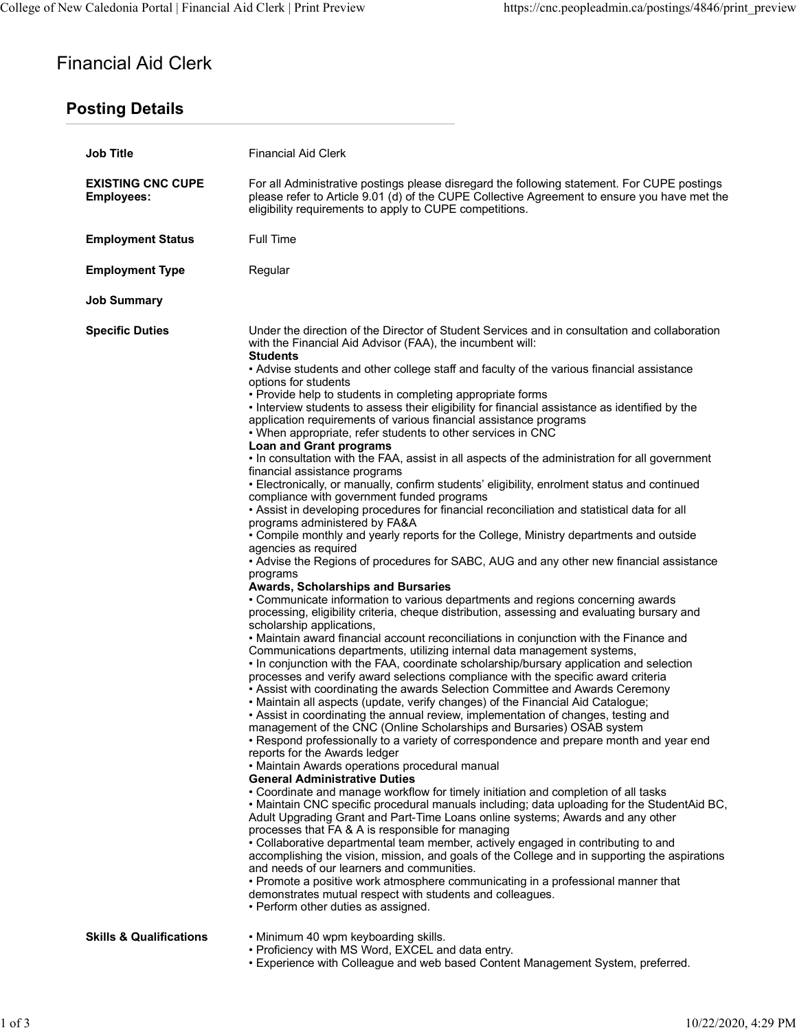# Financial Aid Clerk

## Posting Details

**Job Title**

Financial Aid Clerk

**EXISTING CNC CUPE Employees:**

For all Administrative postings please disregard the following statement. For CUPE postings please refer to Article 9.01 (d) of the CUPE Collective Agreement to ensure you have met the eligibility requirements to apply to CUPE competitions.

**Employment Status**

Full Time

**Employment Type**

Regular

**Job Summary**

**Specific Duties**

Under the direction of the Director of Student Services and in consultation and collaboration with the Financial Aid Advisor (FAA), the incumbent will:

**Students**

- Advise students and other college staff and faculty of the various financial assistance options for students
- Provide help to students in completing appropriate forms
- Interview students to assess their eligibility for financial assistance as identified by the application requirements of various financial assistance programs
- When appropriate, refer students to other services in CNC

**Loan and Grant programs**

- In consultation with the FAA, assist in all aspects of the administration for all government financial assistance programs
- Electronically, or manually, confirm students' eligibility, enrolment status and continued compliance with government funded programs
- Assist in developing procedures for financial reconciliation and statistical data for all programs administered by FA&A
- Compile monthly and yearly reports for the College, Ministry departments and outside agencies as required
- Advise the Regions of procedures for SABC, AUG and any other new financial assistance programs

**Awards, Scholarships and Bursaries**

- Communicate information to various departments and regions concerning awards processing, eligibility criteria, cheque distribution, assessing and evaluating bursary and scholarship applications,
- Maintain award financial account reconciliations in conjunction with the Finance and Communications departments, utilizing internal data management systems,
- In conjunction with the FAA, coordinate scholarship/bursary application and selection processes and verify award selections compliance with the specific award criteria
- Assist with coordinating the awards Selection Committee and Awards Ceremony
- Maintain all aspects (update, verify changes) of the Financial Aid Catalogue;
- Assist in coordinating the annual review, implementation of changes, testing and management of the CNC (Online Scholarships and Bursaries) OSAB system
- Respond professionally to a variety of correspondence and prepare month and year end reports for the Awards ledger
- Maintain Awards operations procedural manual

**General Administrative Duties**

- Coordinate and manage workflow for timely initiation and completion of all tasks
- Maintain CNC specific procedural manuals including; data uploading for the StudentAid BC, Adult Upgrading Grant and Part-Time Loans online systems; Awards and any other processes that FA & A is responsible for managing
- Collaborative departmental team member, actively engaged in contributing to and accomplishing the vision, mission, and goals of the College and in supporting the aspirations and needs of our learners and communities.
- Promote a positive work atmosphere communicating in a professional manner that demonstrates mutual respect with students and colleagues.
- Perform other duties as assigned.

**Skills & Qualifications**

- Minimum 40 wpm keyboarding skills.
- Proficiency with MS Word, EXCEL and data entry.
- Experience with Colleague and web based Content Management System, preferred.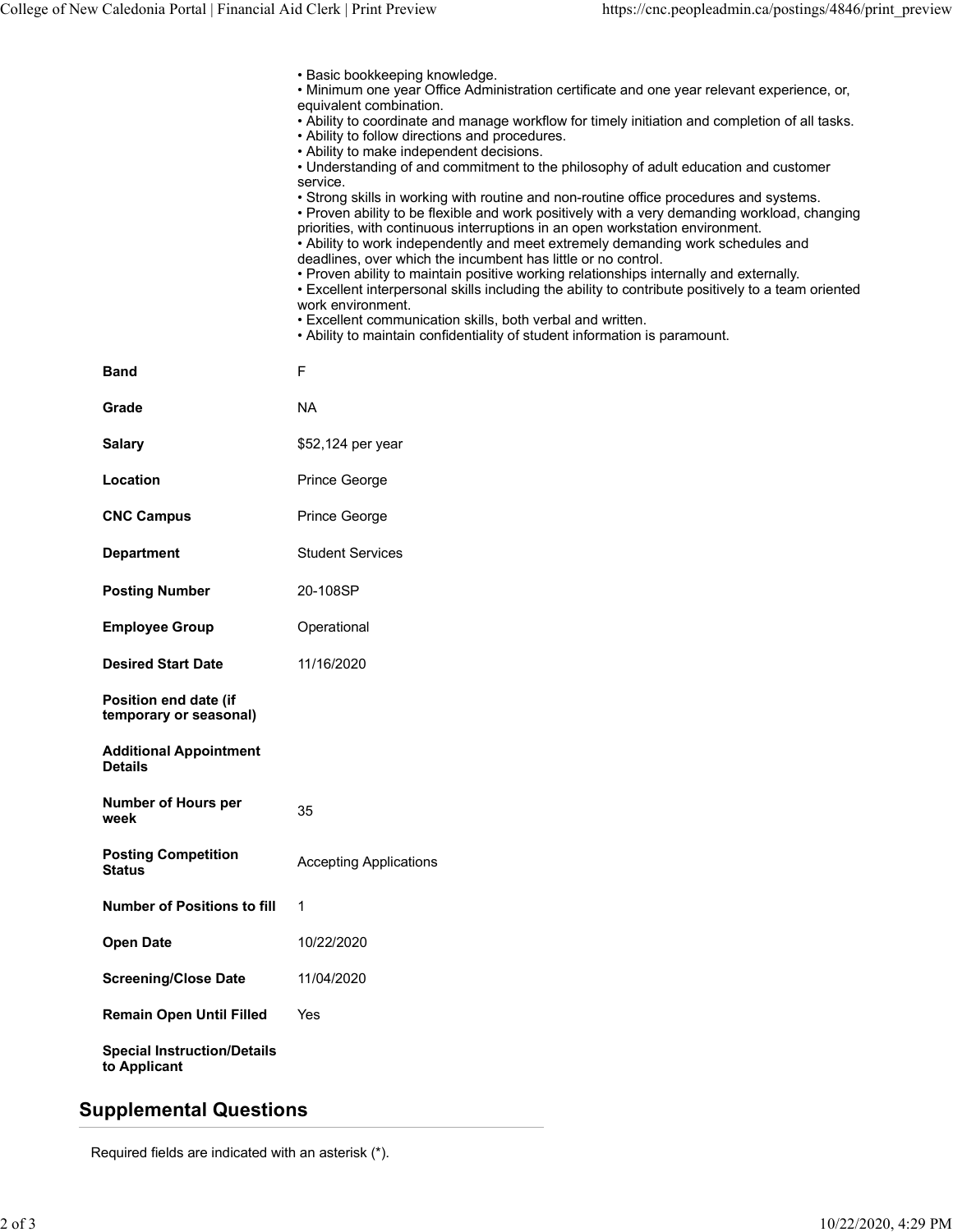- Basic bookkeeping knowledge.
- Minimum one year Office Administration certificate and one year relevant experience, or, equivalent combination.
- Ability to coordinate and manage workflow for timely initiation and completion of all tasks.
- Ability to follow directions and procedures.
- Ability to make independent decisions.
- Understanding of and commitment to the philosophy of adult education and customer service.
- Strong skills in working with routine and non-routine office procedures and systems.
- Proven ability to be flexible and work positively with a very demanding workload, changing priorities, with continuous interruptions in an open workstation environment.
- Ability to work independently and meet extremely demanding work schedules and deadlines, over which the incumbent has little or no control.
- Proven ability to maintain positive working relationships internally and externally.
- Excellent interpersonal skills including the ability to contribute positively to a team oriented work environment.
- Excellent communication skills, both verbal and written.
- Ability to maintain confidentiality of student information is paramount.

| | |
|---|---|
| **Band** | F |
| **Grade** | NA |
| **Salary** | $52,124 per year |
| **Location** | Prince George |
| **CNC Campus** | Prince George |
| **Department** | Student Services |
| **Posting Number** | 20-108SP |
| **Employee Group** | Operational |
| **Desired Start Date** | 11/16/2020 |
| **Position end date (if temporary or seasonal)** | |
| **Additional Appointment Details** | |
| **Number of Hours per week** | 35 |
| **Posting Competition Status** | Accepting Applications |
| **Number of Positions to fill** | 1 |
| **Open Date** | 10/22/2020 |
| **Screening/Close Date** | 11/04/2020 |
| **Remain Open Until Filled** | Yes |
| **Special Instruction/Details to Applicant** | |

## Supplemental Questions

Required fields are indicated with an asterisk (*).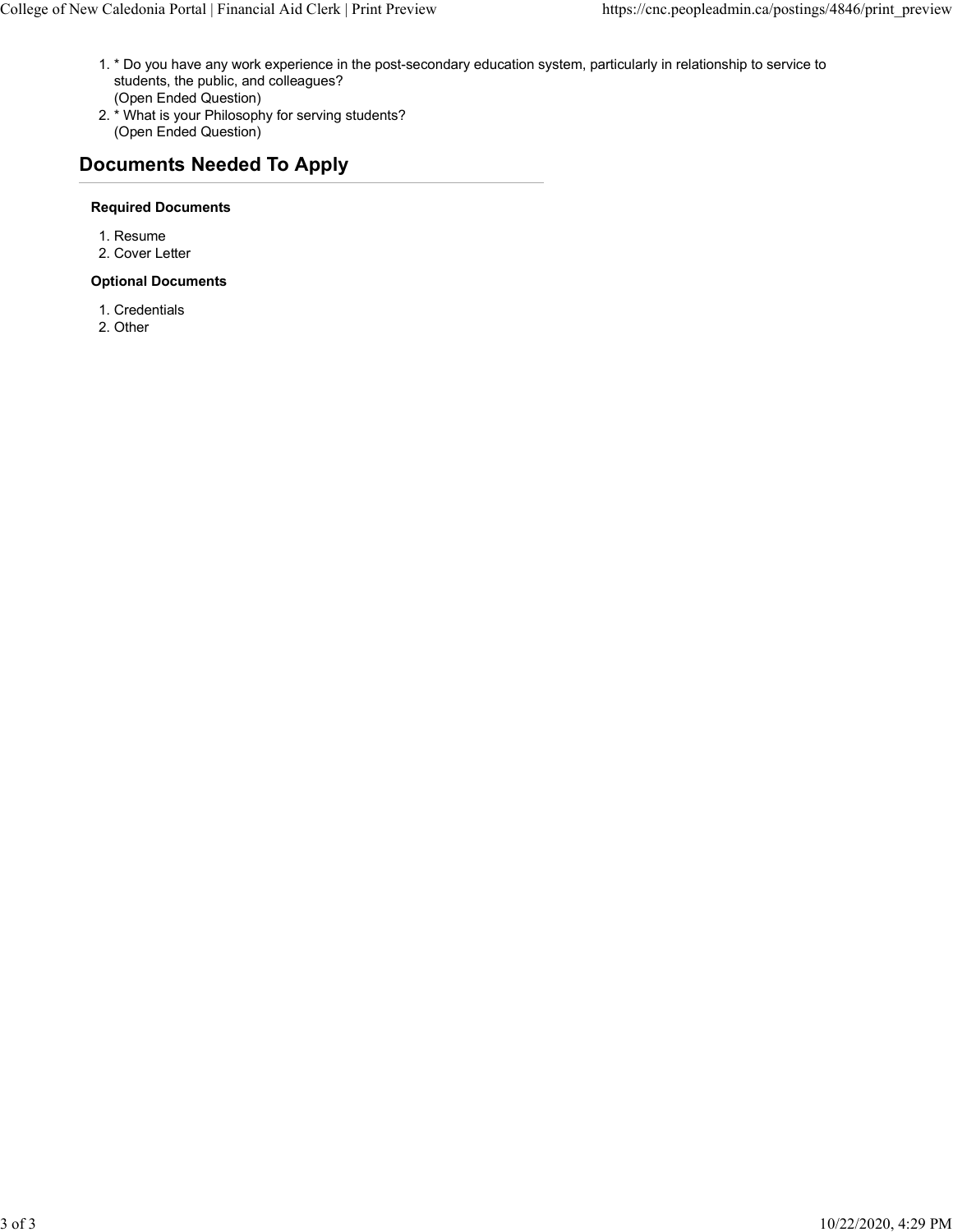1. * Do you have any work experience in the post-secondary education system, particularly in relationship to service to students, the public, and colleagues?
   (Open Ended Question)
2. * What is your Philosophy for serving students?
   (Open Ended Question)

## Documents Needed To Apply

**Required Documents**

1. Resume
2. Cover Letter

**Optional Documents**

1. Credentials
2. Other